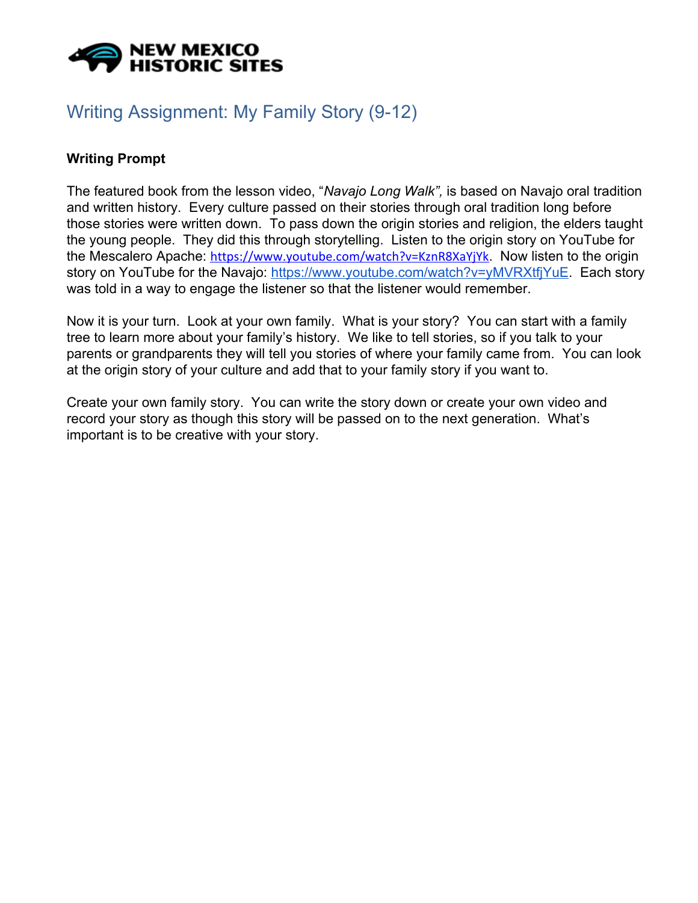NEW MEXICO HISTORIC SITES

# Writing Assignment: My Family Story (9-12)

**Writing Prompt**

The featured book from the lesson video, "*Navajo Long Walk*", is based on Navajo oral tradition and written history. Every culture passed on their stories through oral tradition long before those stories were written down. To pass down the origin stories and religion, the elders taught the young people. They did this through storytelling. Listen to the origin story on YouTube for the Mescalero Apache: https://www.youtube.com/watch?v=KznR8XaYjYk. Now listen to the origin story on YouTube for the Navajo: https://www.youtube.com/watch?v=yMVRXtfjYuE. Each story was told in a way to engage the listener so that the listener would remember.

Now it is your turn. Look at your own family. What is your story? You can start with a family tree to learn more about your family's history. We like to tell stories, so if you talk to your parents or grandparents they will tell you stories of where your family came from. You can look at the origin story of your culture and add that to your family story if you want to.

Create your own family story. You can write the story down or create your own video and record your story as though this story will be passed on to the next generation. What's important is to be creative with your story.